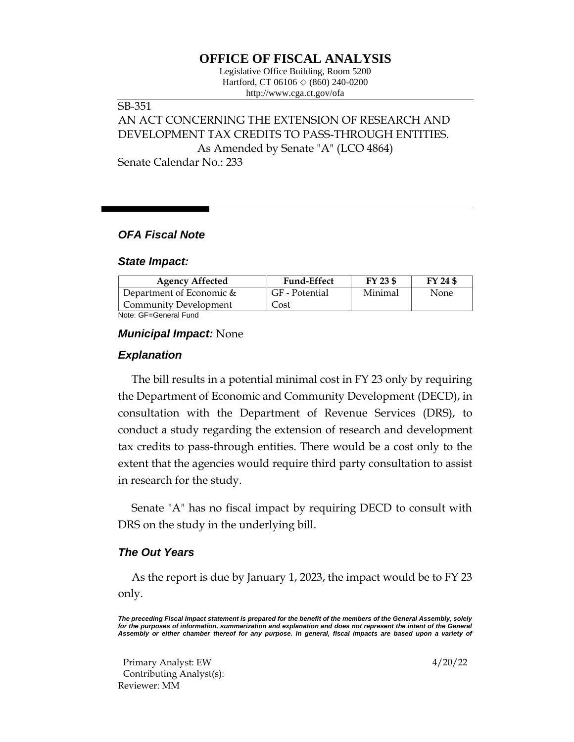# OFFICE OF FISCAL ANALYSIS

Legislative Office Building, Room 5200
Hartford, CT 06106 ◇ (860) 240-0200
http://www.cga.ct.gov/ofa

SB-351
AN ACT CONCERNING THE EXTENSION OF RESEARCH AND DEVELOPMENT TAX CREDITS TO PASS-THROUGH ENTITIES.
As Amended by Senate "A" (LCO 4864)
Senate Calendar No.: 233

## *OFA Fiscal Note*

### *State Impact:*

| Agency Affected | Fund-Effect | FY 23 $ | FY 24 $ |
|---|---|---|---|
| Department of Economic & Community Development | GF - Potential Cost | Minimal | None |

Note: GF=General Fund

### *Municipal Impact:* None

### *Explanation*

The bill results in a potential minimal cost in FY 23 only by requiring the Department of Economic and Community Development (DECD), in consultation with the Department of Revenue Services (DRS), to conduct a study regarding the extension of research and development tax credits to pass-through entities. There would be a cost only to the extent that the agencies would require third party consultation to assist in research for the study.

Senate "A" has no fiscal impact by requiring DECD to consult with DRS on the study in the underlying bill.

### *The Out Years*

As the report is due by January 1, 2023, the impact would be to FY 23 only.

***The preceding Fiscal Impact statement is prepared for the benefit of the members of the General Assembly, solely for the purposes of information, summarization and explanation and does not represent the intent of the General Assembly or either chamber thereof for any purpose. In general, fiscal impacts are based upon a variety of***

Primary Analyst: EW
Contributing Analyst(s):
Reviewer: MM

4/20/22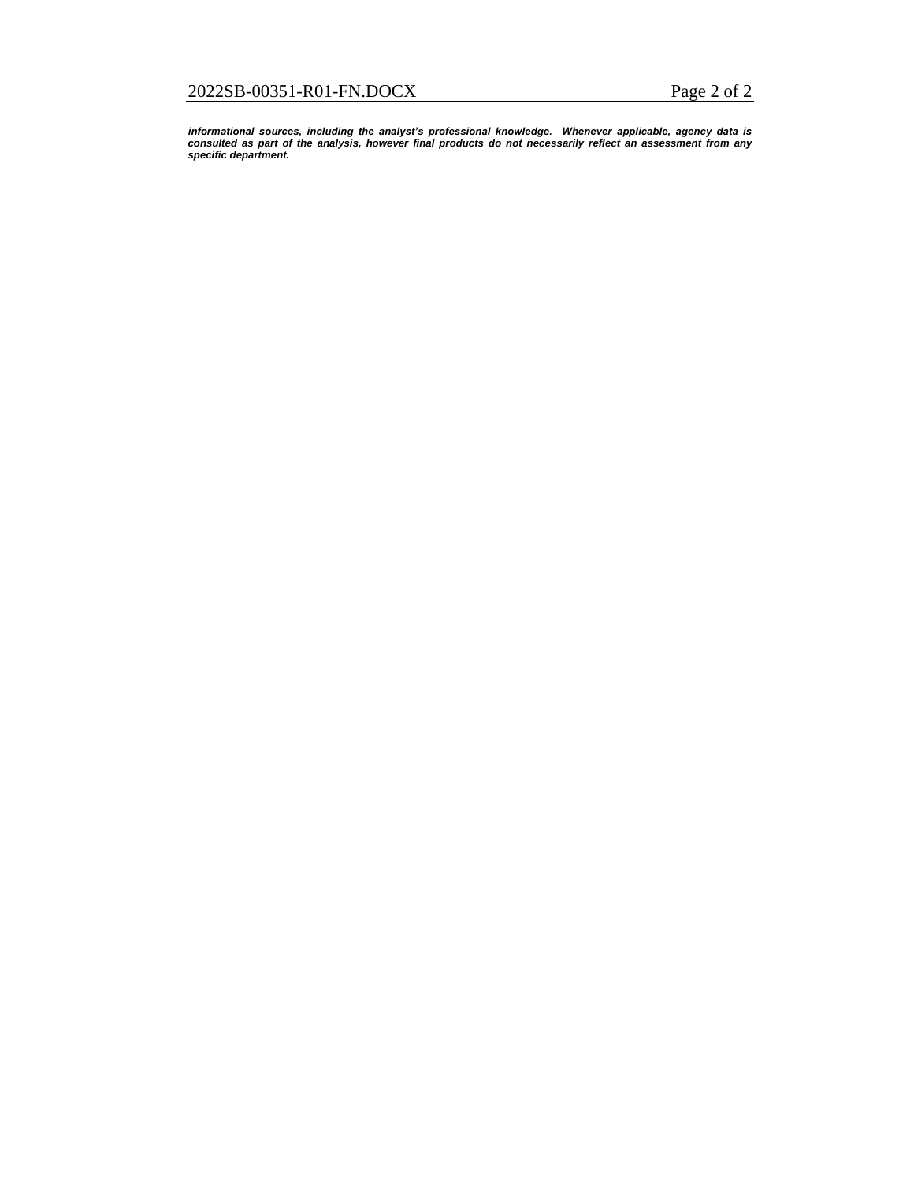***informational sources, including the analyst's professional knowledge. Whenever applicable, agency data is consulted as part of the analysis, however final products do not necessarily reflect an assessment from any specific department.***